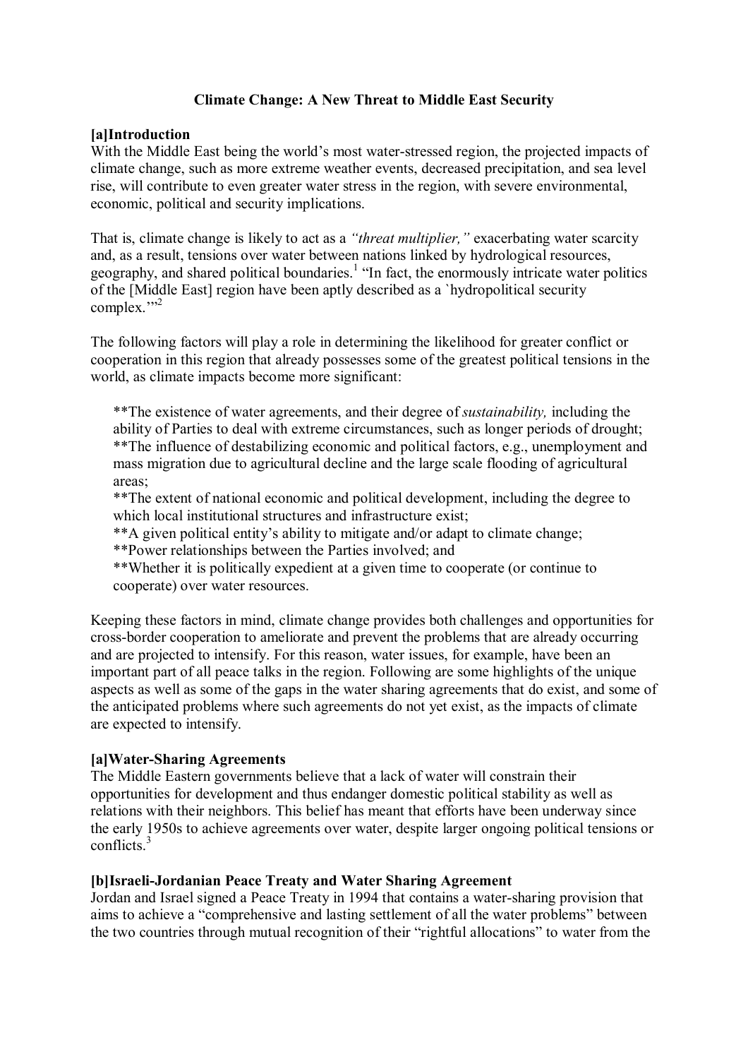# Climate Change: A New Threat to Middle East Security

## [a]Introduction

With the Middle East being the world's most water-stressed region, the projected impacts of climate change, such as more extreme weather events, decreased precipitation, and sea level rise, will contribute to even greater water stress in the region, with severe environmental, economic, political and security implications.

That is, climate change is likely to act as a *"threat multiplier,"* exacerbating water scarcity and, as a result, tensions over water between nations linked by hydrological resources, geography, and shared political boundaries.[1] "In fact, the enormously intricate water politics of the [Middle East] region have been aptly described as a `hydropolitical security complex.'"[2]

The following factors will play a role in determining the likelihood for greater conflict or cooperation in this region that already possesses some of the greatest political tensions in the world, as climate impacts become more significant:

**The existence of water agreements, and their degree of *sustainability,* including the ability of Parties to deal with extreme circumstances, such as longer periods of drought;
**The influence of destabilizing economic and political factors, e.g., unemployment and mass migration due to agricultural decline and the large scale flooding of agricultural areas;
**The extent of national economic and political development, including the degree to which local institutional structures and infrastructure exist;
**A given political entity's ability to mitigate and/or adapt to climate change;
**Power relationships between the Parties involved; and
**Whether it is politically expedient at a given time to cooperate (or continue to cooperate) over water resources.

Keeping these factors in mind, climate change provides both challenges and opportunities for cross-border cooperation to ameliorate and prevent the problems that are already occurring and are projected to intensify. For this reason, water issues, for example, have been an important part of all peace talks in the region. Following are some highlights of the unique aspects as well as some of the gaps in the water sharing agreements that do exist, and some of the anticipated problems where such agreements do not yet exist, as the impacts of climate are expected to intensify.

## [a]Water-Sharing Agreements

The Middle Eastern governments believe that a lack of water will constrain their opportunities for development and thus endanger domestic political stability as well as relations with their neighbors. This belief has meant that efforts have been underway since the early 1950s to achieve agreements over water, despite larger ongoing political tensions or conflicts.[3]

### [b]Israeli-Jordanian Peace Treaty and Water Sharing Agreement

Jordan and Israel signed a Peace Treaty in 1994 that contains a water-sharing provision that aims to achieve a "comprehensive and lasting settlement of all the water problems" between the two countries through mutual recognition of their "rightful allocations" to water from the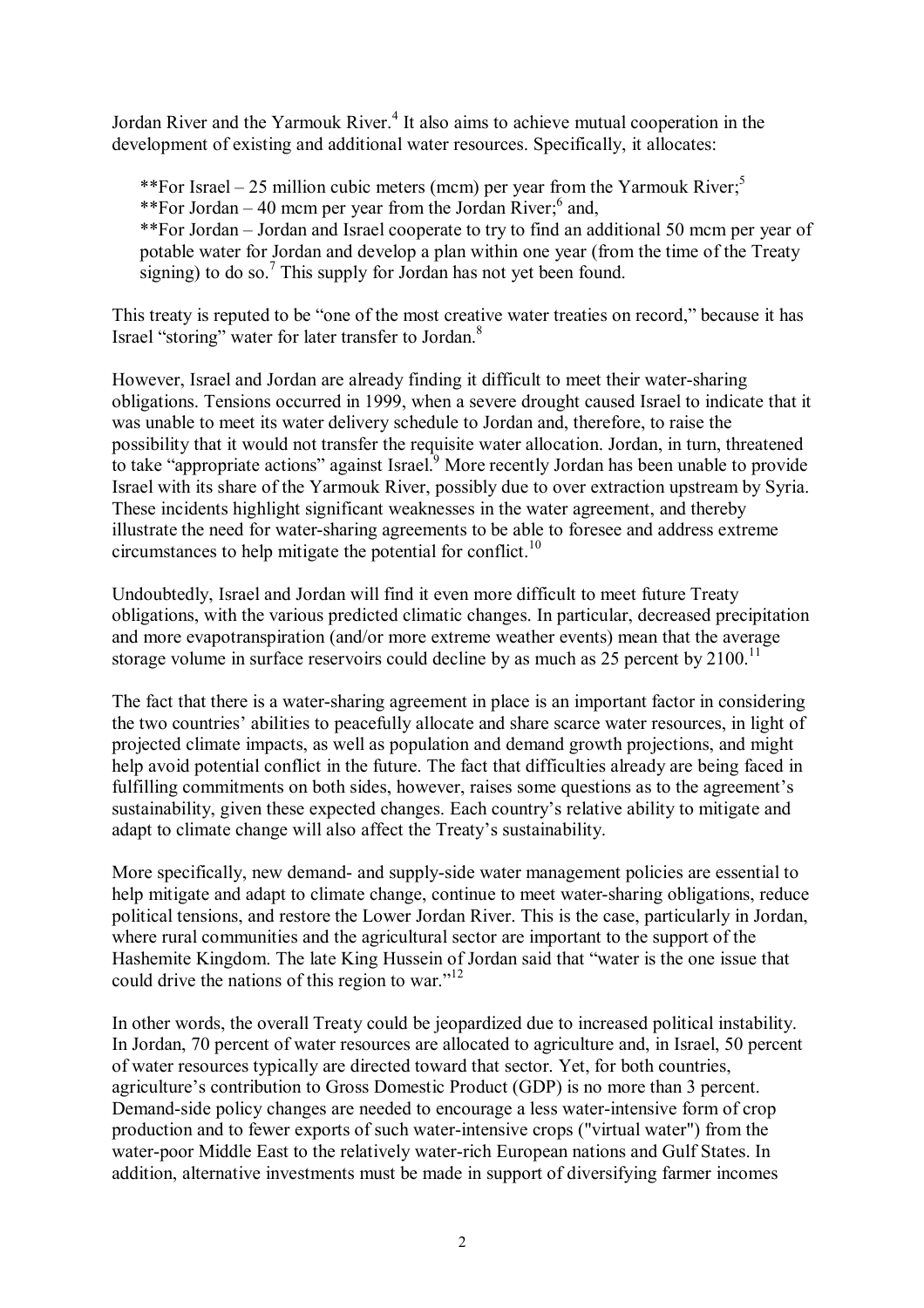Jordan River and the Yarmouk River.[4] It also aims to achieve mutual cooperation in the development of existing and additional water resources. Specifically, it allocates:

**For Israel – 25 million cubic meters (mcm) per year from the Yarmouk River;[5]
**For Jordan – 40 mcm per year from the Jordan River;[6] and,
**For Jordan – Jordan and Israel cooperate to try to find an additional 50 mcm per year of potable water for Jordan and develop a plan within one year (from the time of the Treaty signing) to do so.[7] This supply for Jordan has not yet been found.

This treaty is reputed to be "one of the most creative water treaties on record," because it has Israel "storing" water for later transfer to Jordan.[8]

However, Israel and Jordan are already finding it difficult to meet their water-sharing obligations. Tensions occurred in 1999, when a severe drought caused Israel to indicate that it was unable to meet its water delivery schedule to Jordan and, therefore, to raise the possibility that it would not transfer the requisite water allocation. Jordan, in turn, threatened to take "appropriate actions" against Israel.[9] More recently Jordan has been unable to provide Israel with its share of the Yarmouk River, possibly due to over extraction upstream by Syria. These incidents highlight significant weaknesses in the water agreement, and thereby illustrate the need for water-sharing agreements to be able to foresee and address extreme circumstances to help mitigate the potential for conflict.[10]

Undoubtedly, Israel and Jordan will find it even more difficult to meet future Treaty obligations, with the various predicted climatic changes. In particular, decreased precipitation and more evapotranspiration (and/or more extreme weather events) mean that the average storage volume in surface reservoirs could decline by as much as 25 percent by 2100.[11]

The fact that there is a water-sharing agreement in place is an important factor in considering the two countries' abilities to peacefully allocate and share scarce water resources, in light of projected climate impacts, as well as population and demand growth projections, and might help avoid potential conflict in the future. The fact that difficulties already are being faced in fulfilling commitments on both sides, however, raises some questions as to the agreement's sustainability, given these expected changes. Each country's relative ability to mitigate and adapt to climate change will also affect the Treaty's sustainability.

More specifically, new demand- and supply-side water management policies are essential to help mitigate and adapt to climate change, continue to meet water-sharing obligations, reduce political tensions, and restore the Lower Jordan River. This is the case, particularly in Jordan, where rural communities and the agricultural sector are important to the support of the Hashemite Kingdom. The late King Hussein of Jordan said that "water is the one issue that could drive the nations of this region to war."[12]

In other words, the overall Treaty could be jeopardized due to increased political instability. In Jordan, 70 percent of water resources are allocated to agriculture and, in Israel, 50 percent of water resources typically are directed toward that sector. Yet, for both countries, agriculture's contribution to Gross Domestic Product (GDP) is no more than 3 percent. Demand-side policy changes are needed to encourage a less water-intensive form of crop production and to fewer exports of such water-intensive crops ("virtual water") from the water-poor Middle East to the relatively water-rich European nations and Gulf States. In addition, alternative investments must be made in support of diversifying farmer incomes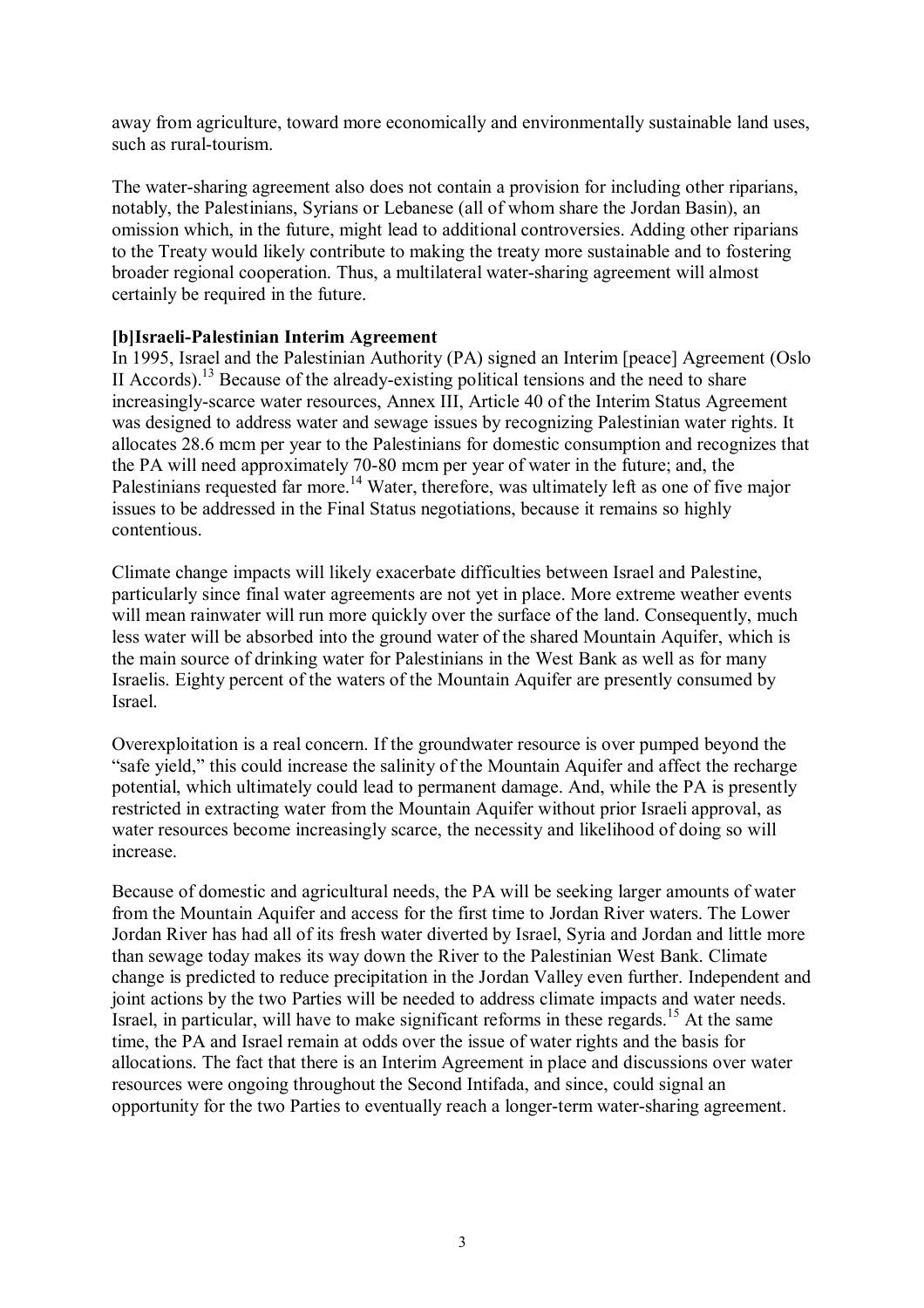away from agriculture, toward more economically and environmentally sustainable land uses, such as rural-tourism.

The water-sharing agreement also does not contain a provision for including other riparians, notably, the Palestinians, Syrians or Lebanese (all of whom share the Jordan Basin), an omission which, in the future, might lead to additional controversies. Adding other riparians to the Treaty would likely contribute to making the treaty more sustainable and to fostering broader regional cooperation. Thus, a multilateral water-sharing agreement will almost certainly be required in the future.

**[b]Israeli-Palestinian Interim Agreement**

In 1995, Israel and the Palestinian Authority (PA) signed an Interim [peace] Agreement (Oslo II Accords).[13] Because of the already-existing political tensions and the need to share increasingly-scarce water resources, Annex III, Article 40 of the Interim Status Agreement was designed to address water and sewage issues by recognizing Palestinian water rights. It allocates 28.6 mcm per year to the Palestinians for domestic consumption and recognizes that the PA will need approximately 70-80 mcm per year of water in the future; and, the Palestinians requested far more.[14] Water, therefore, was ultimately left as one of five major issues to be addressed in the Final Status negotiations, because it remains so highly contentious.

Climate change impacts will likely exacerbate difficulties between Israel and Palestine, particularly since final water agreements are not yet in place. More extreme weather events will mean rainwater will run more quickly over the surface of the land. Consequently, much less water will be absorbed into the ground water of the shared Mountain Aquifer, which is the main source of drinking water for Palestinians in the West Bank as well as for many Israelis. Eighty percent of the waters of the Mountain Aquifer are presently consumed by Israel.

Overexploitation is a real concern. If the groundwater resource is over pumped beyond the "safe yield," this could increase the salinity of the Mountain Aquifer and affect the recharge potential, which ultimately could lead to permanent damage. And, while the PA is presently restricted in extracting water from the Mountain Aquifer without prior Israeli approval, as water resources become increasingly scarce, the necessity and likelihood of doing so will increase.

Because of domestic and agricultural needs, the PA will be seeking larger amounts of water from the Mountain Aquifer and access for the first time to Jordan River waters. The Lower Jordan River has had all of its fresh water diverted by Israel, Syria and Jordan and little more than sewage today makes its way down the River to the Palestinian West Bank. Climate change is predicted to reduce precipitation in the Jordan Valley even further. Independent and joint actions by the two Parties will be needed to address climate impacts and water needs. Israel, in particular, will have to make significant reforms in these regards.[15] At the same time, the PA and Israel remain at odds over the issue of water rights and the basis for allocations. The fact that there is an Interim Agreement in place and discussions over water resources were ongoing throughout the Second Intifada, and since, could signal an opportunity for the two Parties to eventually reach a longer-term water-sharing agreement.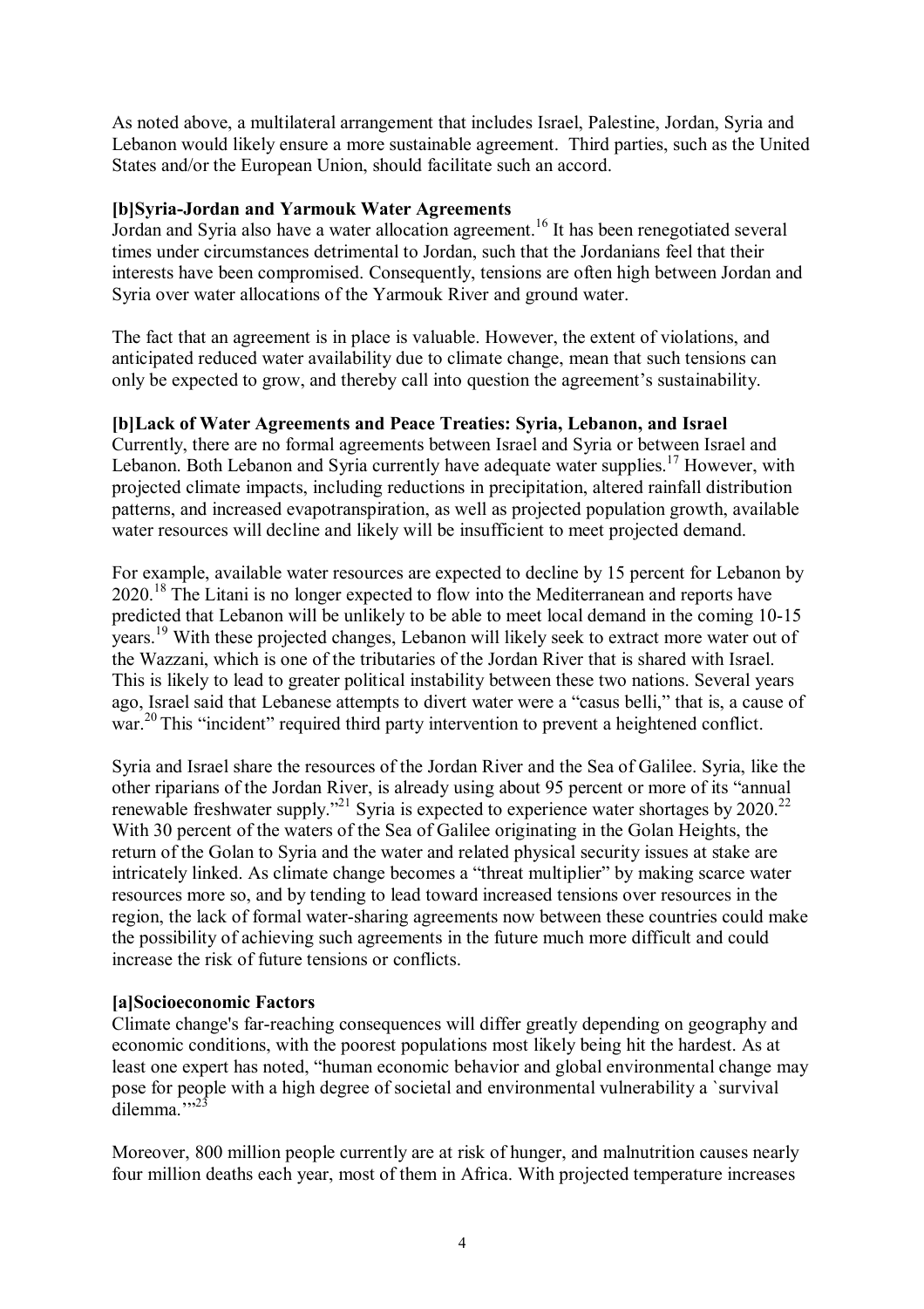As noted above, a multilateral arrangement that includes Israel, Palestine, Jordan, Syria and Lebanon would likely ensure a more sustainable agreement. Third parties, such as the United States and/or the European Union, should facilitate such an accord.

### [b]Syria-Jordan and Yarmouk Water Agreements

Jordan and Syria also have a water allocation agreement.[16] It has been renegotiated several times under circumstances detrimental to Jordan, such that the Jordanians feel that their interests have been compromised. Consequently, tensions are often high between Jordan and Syria over water allocations of the Yarmouk River and ground water.

The fact that an agreement is in place is valuable. However, the extent of violations, and anticipated reduced water availability due to climate change, mean that such tensions can only be expected to grow, and thereby call into question the agreement's sustainability.

### [b]Lack of Water Agreements and Peace Treaties: Syria, Lebanon, and Israel

Currently, there are no formal agreements between Israel and Syria or between Israel and Lebanon. Both Lebanon and Syria currently have adequate water supplies.[17] However, with projected climate impacts, including reductions in precipitation, altered rainfall distribution patterns, and increased evapotranspiration, as well as projected population growth, available water resources will decline and likely will be insufficient to meet projected demand.

For example, available water resources are expected to decline by 15 percent for Lebanon by 2020.[18] The Litani is no longer expected to flow into the Mediterranean and reports have predicted that Lebanon will be unlikely to be able to meet local demand in the coming 10-15 years.[19] With these projected changes, Lebanon will likely seek to extract more water out of the Wazzani, which is one of the tributaries of the Jordan River that is shared with Israel. This is likely to lead to greater political instability between these two nations. Several years ago, Israel said that Lebanese attempts to divert water were a "casus belli," that is, a cause of war.[20] This "incident" required third party intervention to prevent a heightened conflict.

Syria and Israel share the resources of the Jordan River and the Sea of Galilee. Syria, like the other riparians of the Jordan River, is already using about 95 percent or more of its "annual renewable freshwater supply."[21] Syria is expected to experience water shortages by 2020.[22] With 30 percent of the waters of the Sea of Galilee originating in the Golan Heights, the return of the Golan to Syria and the water and related physical security issues at stake are intricately linked. As climate change becomes a "threat multiplier" by making scarce water resources more so, and by tending to lead toward increased tensions over resources in the region, the lack of formal water-sharing agreements now between these countries could make the possibility of achieving such agreements in the future much more difficult and could increase the risk of future tensions or conflicts.

## [a]Socioeconomic Factors

Climate change's far-reaching consequences will differ greatly depending on geography and economic conditions, with the poorest populations most likely being hit the hardest. As at least one expert has noted, "human economic behavior and global environmental change may pose for people with a high degree of societal and environmental vulnerability a `survival dilemma.'"[23]

Moreover, 800 million people currently are at risk of hunger, and malnutrition causes nearly four million deaths each year, most of them in Africa. With projected temperature increases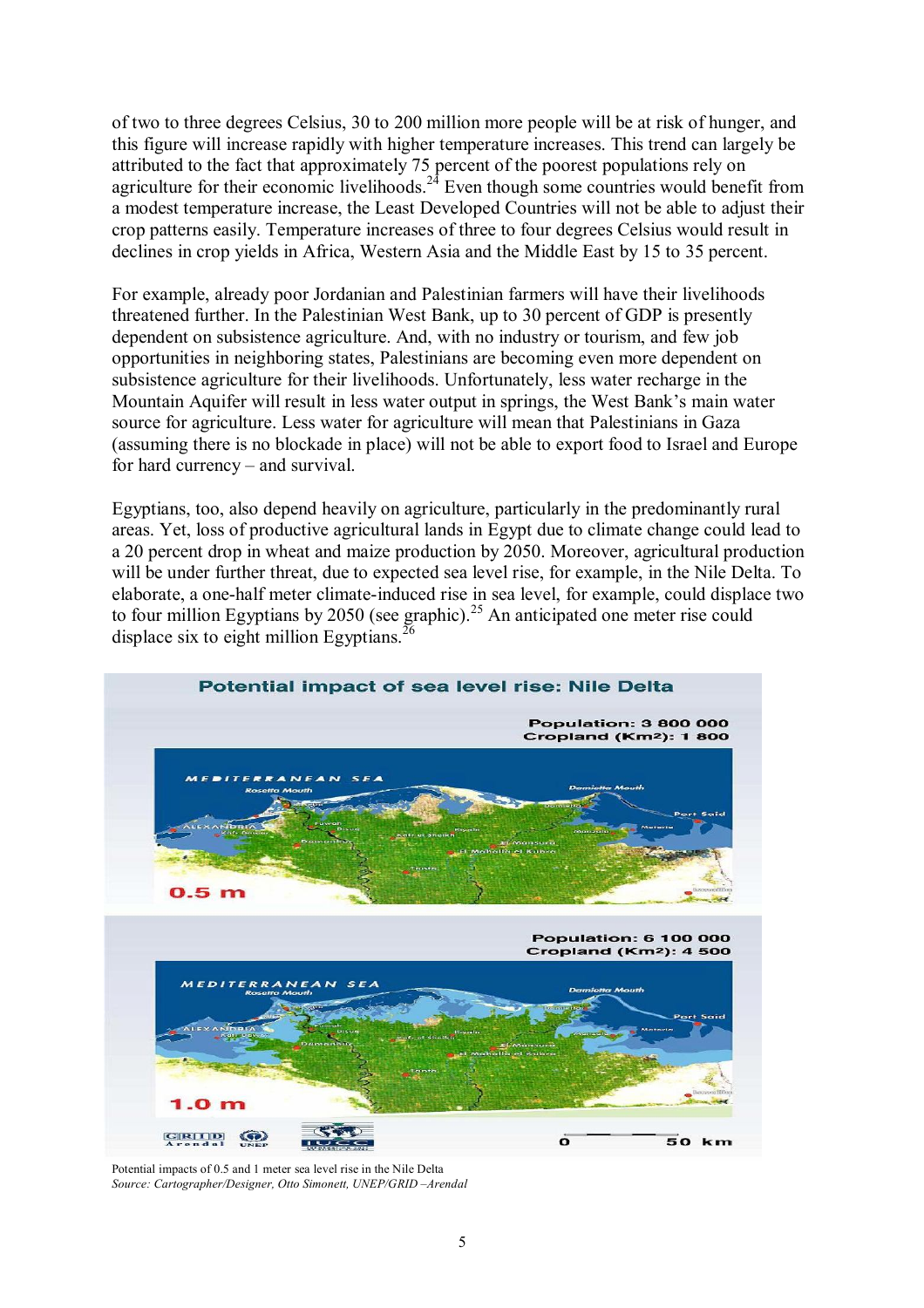of two to three degrees Celsius, 30 to 200 million more people will be at risk of hunger, and this figure will increase rapidly with higher temperature increases. This trend can largely be attributed to the fact that approximately 75 percent of the poorest populations rely on agriculture for their economic livelihoods.[24] Even though some countries would benefit from a modest temperature increase, the Least Developed Countries will not be able to adjust their crop patterns easily. Temperature increases of three to four degrees Celsius would result in declines in crop yields in Africa, Western Asia and the Middle East by 15 to 35 percent.

For example, already poor Jordanian and Palestinian farmers will have their livelihoods threatened further. In the Palestinian West Bank, up to 30 percent of GDP is presently dependent on subsistence agriculture. And, with no industry or tourism, and few job opportunities in neighboring states, Palestinians are becoming even more dependent on subsistence agriculture for their livelihoods. Unfortunately, less water recharge in the Mountain Aquifer will result in less water output in springs, the West Bank's main water source for agriculture. Less water for agriculture will mean that Palestinians in Gaza (assuming there is no blockade in place) will not be able to export food to Israel and Europe for hard currency – and survival.

Egyptians, too, also depend heavily on agriculture, particularly in the predominantly rural areas. Yet, loss of productive agricultural lands in Egypt due to climate change could lead to a 20 percent drop in wheat and maize production by 2050. Moreover, agricultural production will be under further threat, due to expected sea level rise, for example, in the Nile Delta. To elaborate, a one-half meter climate-induced rise in sea level, for example, could displace two to four million Egyptians by 2050 (see graphic).[25] An anticipated one meter rise could displace six to eight million Egyptians.[26]

Potential impacts of 0.5 and 1 meter sea level rise in the Nile Delta
*Source: Cartographer/Designer, Otto Simonett, UNEP/GRID –Arendal*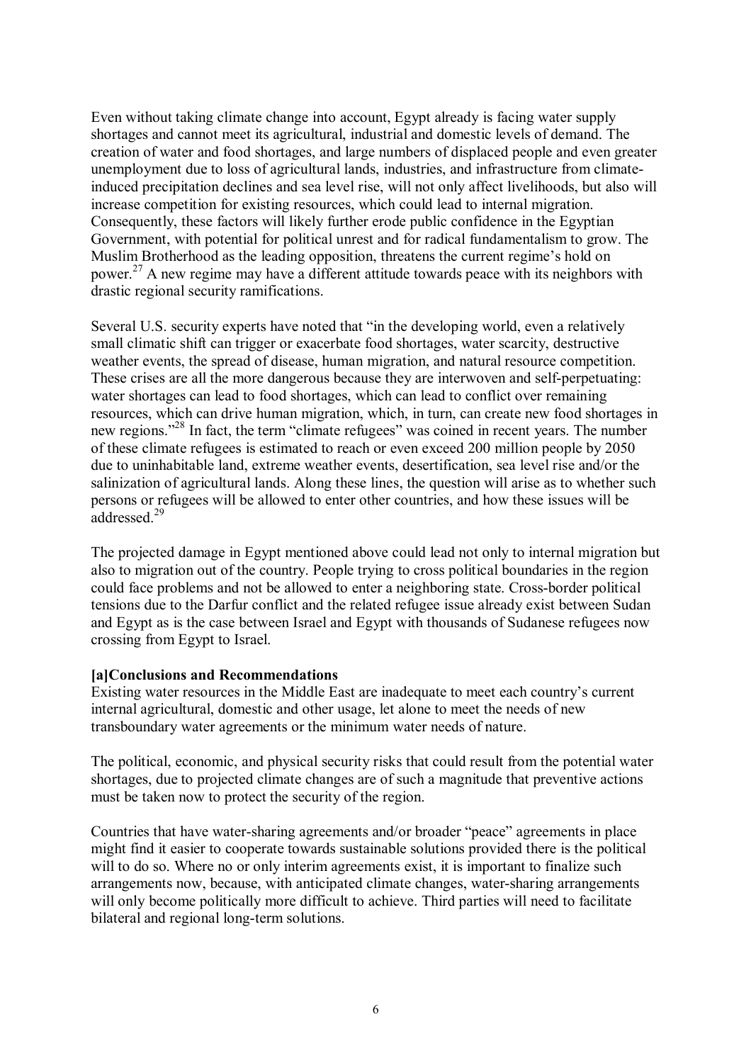Even without taking climate change into account, Egypt already is facing water supply shortages and cannot meet its agricultural, industrial and domestic levels of demand. The creation of water and food shortages, and large numbers of displaced people and even greater unemployment due to loss of agricultural lands, industries, and infrastructure from climate-induced precipitation declines and sea level rise, will not only affect livelihoods, but also will increase competition for existing resources, which could lead to internal migration. Consequently, these factors will likely further erode public confidence in the Egyptian Government, with potential for political unrest and for radical fundamentalism to grow. The Muslim Brotherhood as the leading opposition, threatens the current regime's hold on power.[27] A new regime may have a different attitude towards peace with its neighbors with drastic regional security ramifications.

Several U.S. security experts have noted that "in the developing world, even a relatively small climatic shift can trigger or exacerbate food shortages, water scarcity, destructive weather events, the spread of disease, human migration, and natural resource competition. These crises are all the more dangerous because they are interwoven and self-perpetuating: water shortages can lead to food shortages, which can lead to conflict over remaining resources, which can drive human migration, which, in turn, can create new food shortages in new regions."[28] In fact, the term "climate refugees" was coined in recent years. The number of these climate refugees is estimated to reach or even exceed 200 million people by 2050 due to uninhabitable land, extreme weather events, desertification, sea level rise and/or the salinization of agricultural lands. Along these lines, the question will arise as to whether such persons or refugees will be allowed to enter other countries, and how these issues will be addressed.[29]

The projected damage in Egypt mentioned above could lead not only to internal migration but also to migration out of the country. People trying to cross political boundaries in the region could face problems and not be allowed to enter a neighboring state. Cross-border political tensions due to the Darfur conflict and the related refugee issue already exist between Sudan and Egypt as is the case between Israel and Egypt with thousands of Sudanese refugees now crossing from Egypt to Israel.

## [a]Conclusions and Recommendations

Existing water resources in the Middle East are inadequate to meet each country's current internal agricultural, domestic and other usage, let alone to meet the needs of new transboundary water agreements or the minimum water needs of nature.

The political, economic, and physical security risks that could result from the potential water shortages, due to projected climate changes are of such a magnitude that preventive actions must be taken now to protect the security of the region.

Countries that have water-sharing agreements and/or broader "peace" agreements in place might find it easier to cooperate towards sustainable solutions provided there is the political will to do so. Where no or only interim agreements exist, it is important to finalize such arrangements now, because, with anticipated climate changes, water-sharing arrangements will only become politically more difficult to achieve. Third parties will need to facilitate bilateral and regional long-term solutions.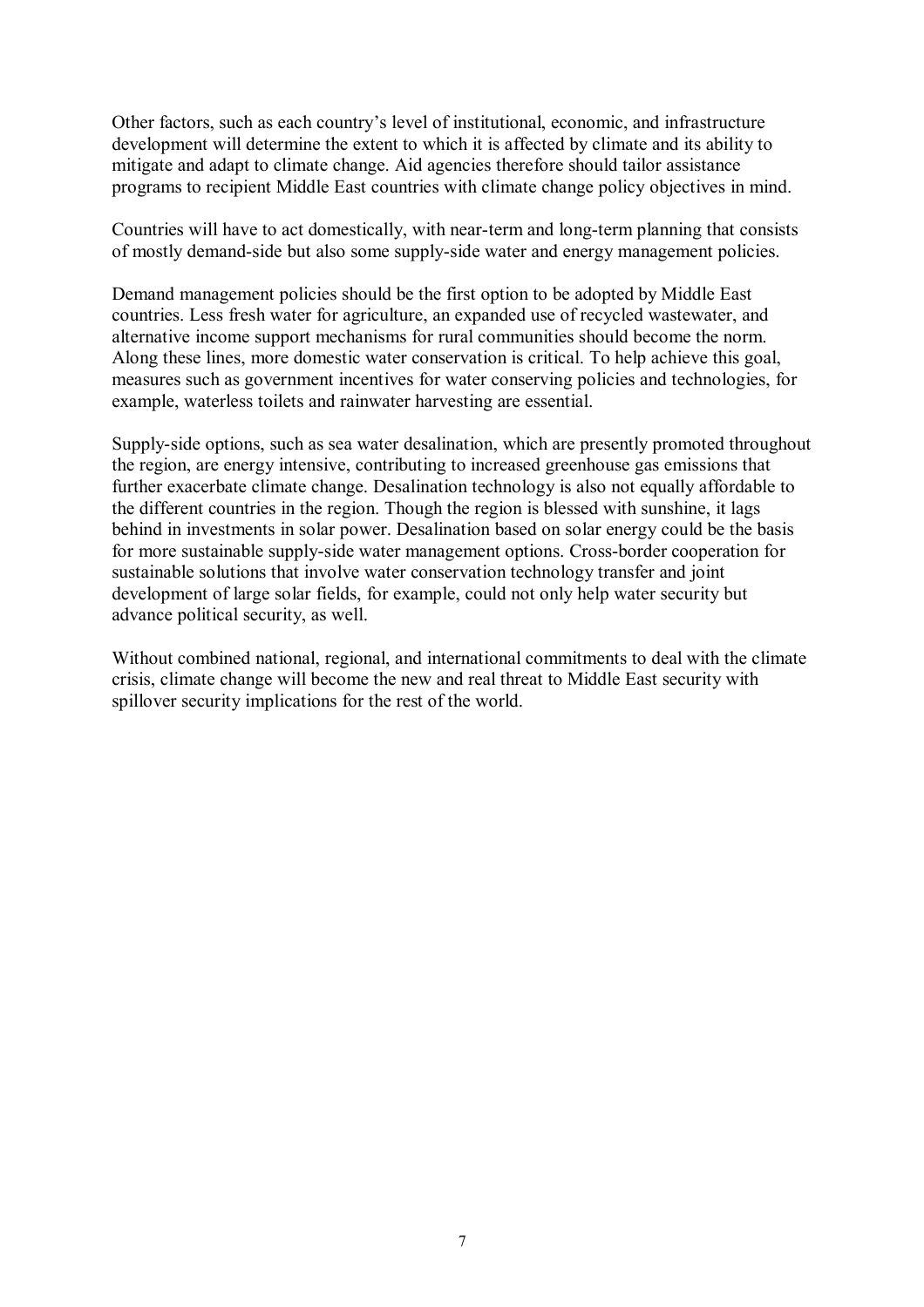Other factors, such as each country's level of institutional, economic, and infrastructure development will determine the extent to which it is affected by climate and its ability to mitigate and adapt to climate change. Aid agencies therefore should tailor assistance programs to recipient Middle East countries with climate change policy objectives in mind.

Countries will have to act domestically, with near-term and long-term planning that consists of mostly demand-side but also some supply-side water and energy management policies.

Demand management policies should be the first option to be adopted by Middle East countries. Less fresh water for agriculture, an expanded use of recycled wastewater, and alternative income support mechanisms for rural communities should become the norm. Along these lines, more domestic water conservation is critical. To help achieve this goal, measures such as government incentives for water conserving policies and technologies, for example, waterless toilets and rainwater harvesting are essential.

Supply-side options, such as sea water desalination, which are presently promoted throughout the region, are energy intensive, contributing to increased greenhouse gas emissions that further exacerbate climate change. Desalination technology is also not equally affordable to the different countries in the region. Though the region is blessed with sunshine, it lags behind in investments in solar power. Desalination based on solar energy could be the basis for more sustainable supply-side water management options. Cross-border cooperation for sustainable solutions that involve water conservation technology transfer and joint development of large solar fields, for example, could not only help water security but advance political security, as well.

Without combined national, regional, and international commitments to deal with the climate crisis, climate change will become the new and real threat to Middle East security with spillover security implications for the rest of the world.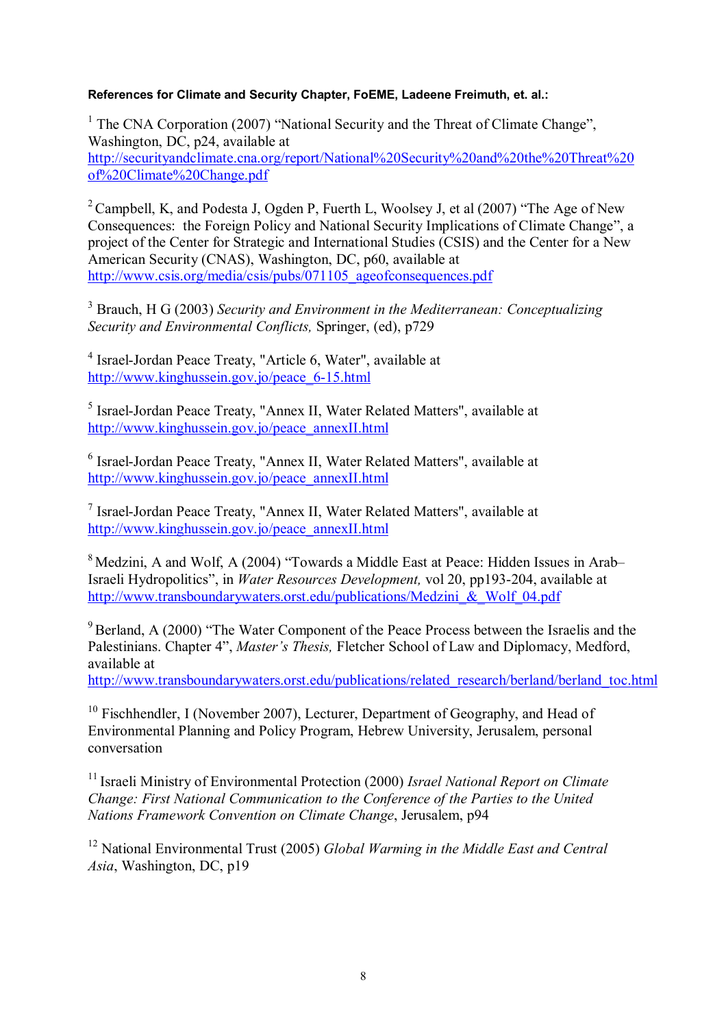**References for Climate and Security Chapter, FoEME, Ladeene Freimuth, et. al.:**

[1] The CNA Corporation (2007) "National Security and the Threat of Climate Change", Washington, DC, p24, available at http://securityandclimate.cna.org/report/National%20Security%20and%20the%20Threat%20of%20Climate%20Change.pdf

[2] Campbell, K, and Podesta J, Ogden P, Fuerth L, Woolsey J, et al (2007) "The Age of New Consequences: the Foreign Policy and National Security Implications of Climate Change", a project of the Center for Strategic and International Studies (CSIS) and the Center for a New American Security (CNAS), Washington, DC, p60, available at http://www.csis.org/media/csis/pubs/071105_ageofconsequences.pdf

[3] Brauch, H G (2003) *Security and Environment in the Mediterranean: Conceptualizing Security and Environmental Conflicts,* Springer, (ed), p729

[4] Israel-Jordan Peace Treaty, "Article 6, Water", available at http://www.kinghussein.gov.jo/peace_6-15.html

[5] Israel-Jordan Peace Treaty, "Annex II, Water Related Matters", available at http://www.kinghussein.gov.jo/peace_annexII.html

[6] Israel-Jordan Peace Treaty, "Annex II, Water Related Matters", available at http://www.kinghussein.gov.jo/peace_annexII.html

[7] Israel-Jordan Peace Treaty, "Annex II, Water Related Matters", available at http://www.kinghussein.gov.jo/peace_annexII.html

[8] Medzini, A and Wolf, A (2004) "Towards a Middle East at Peace: Hidden Issues in Arab–Israeli Hydropolitics", in *Water Resources Development,* vol 20, pp193-204, available at http://www.transboundarywaters.orst.edu/publications/Medzini_&_Wolf_04.pdf

[9] Berland, A (2000) "The Water Component of the Peace Process between the Israelis and the Palestinians. Chapter 4", *Master's Thesis,* Fletcher School of Law and Diplomacy, Medford, available at http://www.transboundarywaters.orst.edu/publications/related_research/berland/berland_toc.html

[10] Fischhendler, I (November 2007), Lecturer, Department of Geography, and Head of Environmental Planning and Policy Program, Hebrew University, Jerusalem, personal conversation

[11] Israeli Ministry of Environmental Protection (2000) *Israel National Report on Climate Change: First National Communication to the Conference of the Parties to the United Nations Framework Convention on Climate Change*, Jerusalem, p94

[12] National Environmental Trust (2005) *Global Warming in the Middle East and Central Asia*, Washington, DC, p19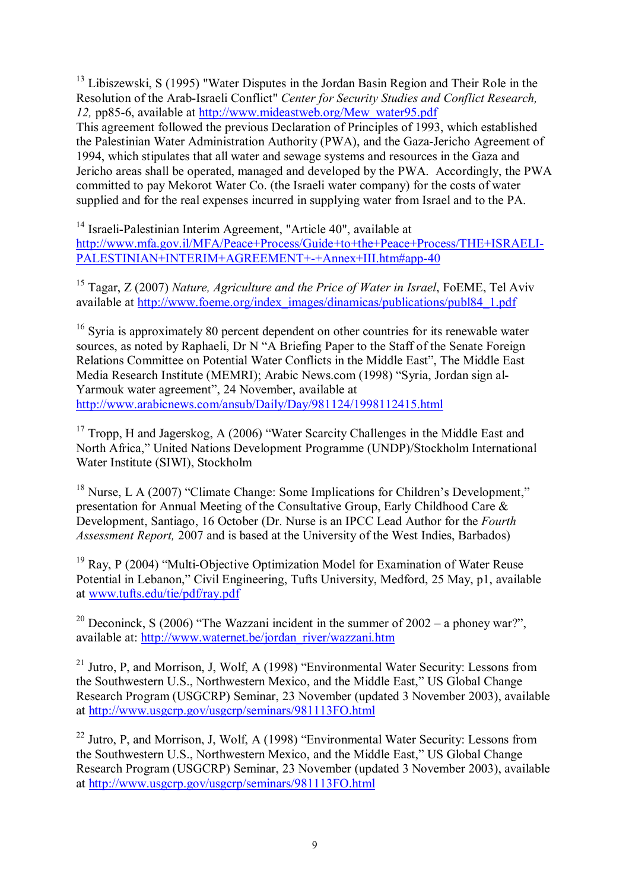[13] Libiszewski, S (1995) "Water Disputes in the Jordan Basin Region and Their Role in the Resolution of the Arab-Israeli Conflict" *Center for Security Studies and Conflict Research, 12,* pp85-6, available at http://www.mideastweb.org/Mew_water95.pdf
This agreement followed the previous Declaration of Principles of 1993, which established the Palestinian Water Administration Authority (PWA), and the Gaza-Jericho Agreement of 1994, which stipulates that all water and sewage systems and resources in the Gaza and Jericho areas shall be operated, managed and developed by the PWA. Accordingly, the PWA committed to pay Mekorot Water Co. (the Israeli water company) for the costs of water supplied and for the real expenses incurred in supplying water from Israel and to the PA.

[14] Israeli-Palestinian Interim Agreement, "Article 40", available at http://www.mfa.gov.il/MFA/Peace+Process/Guide+to+the+Peace+Process/THE+ISRAELI-PALESTINIAN+INTERIM+AGREEMENT+-+Annex+III.htm#app-40

[15] Tagar, Z (2007) *Nature, Agriculture and the Price of Water in Israel*, FoEME, Tel Aviv available at http://www.foeme.org/index_images/dinamicas/publications/publ84_1.pdf

[16] Syria is approximately 80 percent dependent on other countries for its renewable water sources, as noted by Raphaeli, Dr N "A Briefing Paper to the Staff of the Senate Foreign Relations Committee on Potential Water Conflicts in the Middle East", The Middle East Media Research Institute (MEMRI); Arabic News.com (1998) "Syria, Jordan sign al-Yarmouk water agreement", 24 November, available at http://www.arabicnews.com/ansub/Daily/Day/981124/1998112415.html

[17] Tropp, H and Jagerskog, A (2006) "Water Scarcity Challenges in the Middle East and North Africa," United Nations Development Programme (UNDP)/Stockholm International Water Institute (SIWI), Stockholm

[18] Nurse, L A (2007) "Climate Change: Some Implications for Children's Development," presentation for Annual Meeting of the Consultative Group, Early Childhood Care & Development, Santiago, 16 October (Dr. Nurse is an IPCC Lead Author for the *Fourth Assessment Report,* 2007 and is based at the University of the West Indies, Barbados)

[19] Ray, P (2004) "Multi-Objective Optimization Model for Examination of Water Reuse Potential in Lebanon," Civil Engineering, Tufts University, Medford, 25 May, p1, available at www.tufts.edu/tie/pdf/ray.pdf

[20] Deconinck, S (2006) "The Wazzani incident in the summer of 2002 – a phoney war?", available at: http://www.waternet.be/jordan_river/wazzani.htm

[21] Jutro, P, and Morrison, J, Wolf, A (1998) "Environmental Water Security: Lessons from the Southwestern U.S., Northwestern Mexico, and the Middle East," US Global Change Research Program (USGCRP) Seminar, 23 November (updated 3 November 2003), available at http://www.usgcrp.gov/usgcrp/seminars/981113FO.html

[22] Jutro, P, and Morrison, J, Wolf, A (1998) "Environmental Water Security: Lessons from the Southwestern U.S., Northwestern Mexico, and the Middle East," US Global Change Research Program (USGCRP) Seminar, 23 November (updated 3 November 2003), available at http://www.usgcrp.gov/usgcrp/seminars/981113FO.html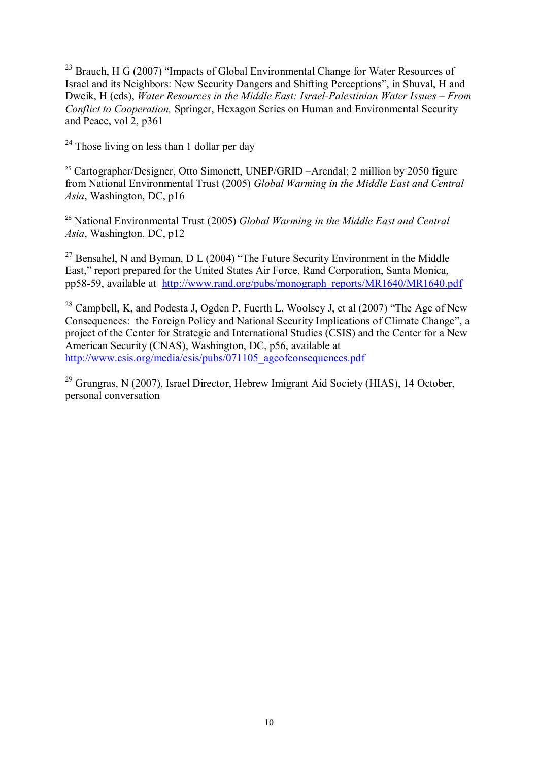[23] Brauch, H G (2007) "Impacts of Global Environmental Change for Water Resources of Israel and its Neighbors: New Security Dangers and Shifting Perceptions", in Shuval, H and Dweik, H (eds), *Water Resources in the Middle East: Israel-Palestinian Water Issues – From Conflict to Cooperation,* Springer, Hexagon Series on Human and Environmental Security and Peace, vol 2, p361

[24] Those living on less than 1 dollar per day

[25] Cartographer/Designer, Otto Simonett, UNEP/GRID –Arendal; 2 million by 2050 figure from National Environmental Trust (2005) *Global Warming in the Middle East and Central Asia*, Washington, DC, p16

[26] National Environmental Trust (2005) *Global Warming in the Middle East and Central Asia*, Washington, DC, p12

[27] Bensahel, N and Byman, D L (2004) "The Future Security Environment in the Middle East," report prepared for the United States Air Force, Rand Corporation, Santa Monica, pp58-59, available at http://www.rand.org/pubs/monograph_reports/MR1640/MR1640.pdf

[28] Campbell, K, and Podesta J, Ogden P, Fuerth L, Woolsey J, et al (2007) "The Age of New Consequences: the Foreign Policy and National Security Implications of Climate Change", a project of the Center for Strategic and International Studies (CSIS) and the Center for a New American Security (CNAS), Washington, DC, p56, available at http://www.csis.org/media/csis/pubs/071105_ageofconsequences.pdf

[29] Grungras, N (2007), Israel Director, Hebrew Imigrant Aid Society (HIAS), 14 October, personal conversation